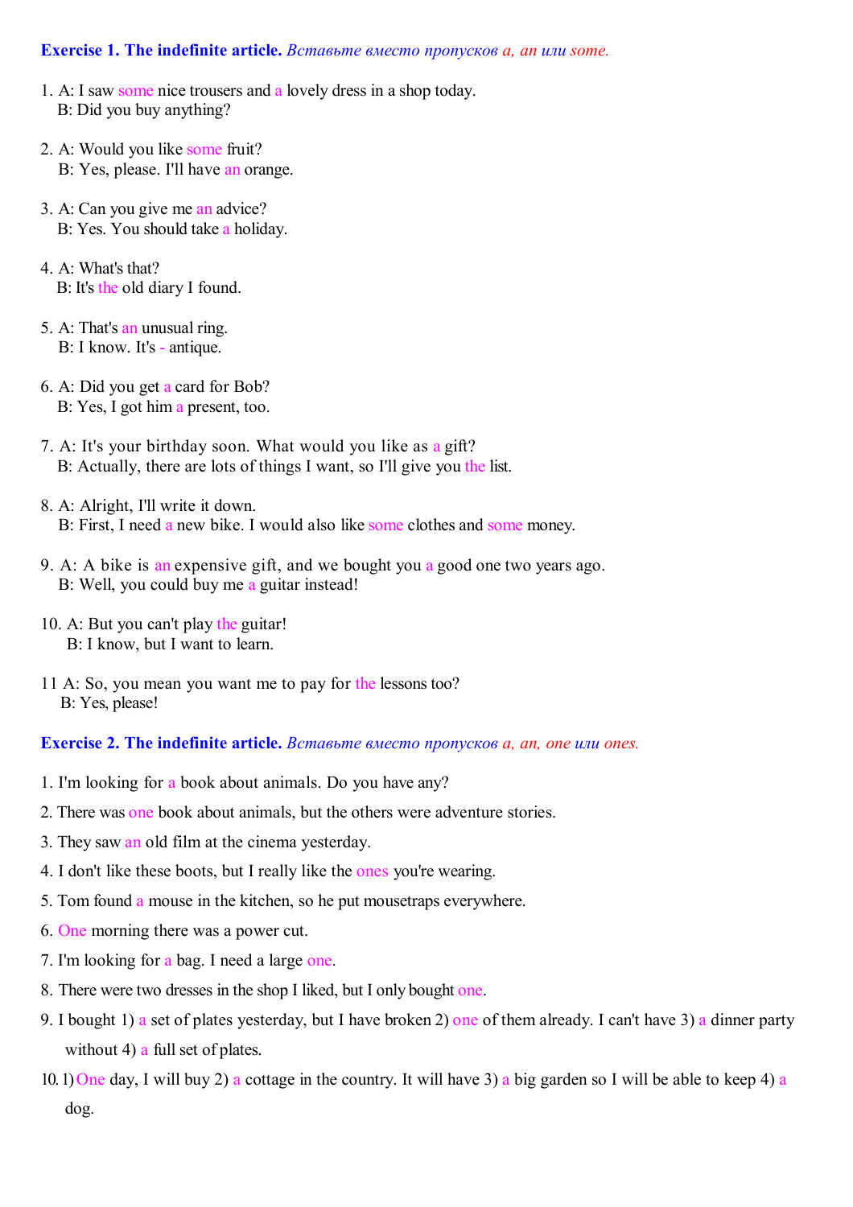**Exercise 1. The indefinite article.** *Вставьте вместо пропусков a, an или some.*

1. A: I saw some nice trousers and a lovely dress in a shop today.
   B: Did you buy anything?

2. A: Would you like some fruit?
   B: Yes, please. I'll have an orange.

3. A: Can you give me an advice?
   B: Yes. You should take a holiday.

4. A: What's that?
   B: It's the old diary I found.

5. A: That's an unusual ring.
   B: I know. It's - antique.

6. A: Did you get a card for Bob?
   B: Yes, I got him a present, too.

7. A: It's your birthday soon. What would you like as a gift?
   B: Actually, there are lots of things I want, so I'll give you the list.

8. A: Alright, I'll write it down.
   B: First, I need a new bike. I would also like some clothes and some money.

9. A: A bike is an expensive gift, and we bought you a good one two years ago.
   B: Well, you could buy me a guitar instead!

10. A: But you can't play the guitar!
    B: I know, but I want to learn.

11 A: So, you mean you want me to pay for the lessons too?
   B: Yes, please!

**Exercise 2. The indefinite article.** *Вставьте вместо пропусков a, an, one или ones.*

1. I'm looking for a book about animals. Do you have any?
2. There was one book about animals, but the others were adventure stories.
3. They saw an old film at the cinema yesterday.
4. I don't like these boots, but I really like the ones you're wearing.
5. Tom found a mouse in the kitchen, so he put mousetraps everywhere.
6. One morning there was a power cut.
7. I'm looking for a bag. I need a large one.
8. There were two dresses in the shop I liked, but I only bought one.
9. I bought 1) a set of plates yesterday, but I have broken 2) one of them already. I can't have 3) a dinner party without 4) a full set of plates.
10. 1) One day, I will buy 2) a cottage in the country. It will have 3) a big garden so I will be able to keep 4) a dog.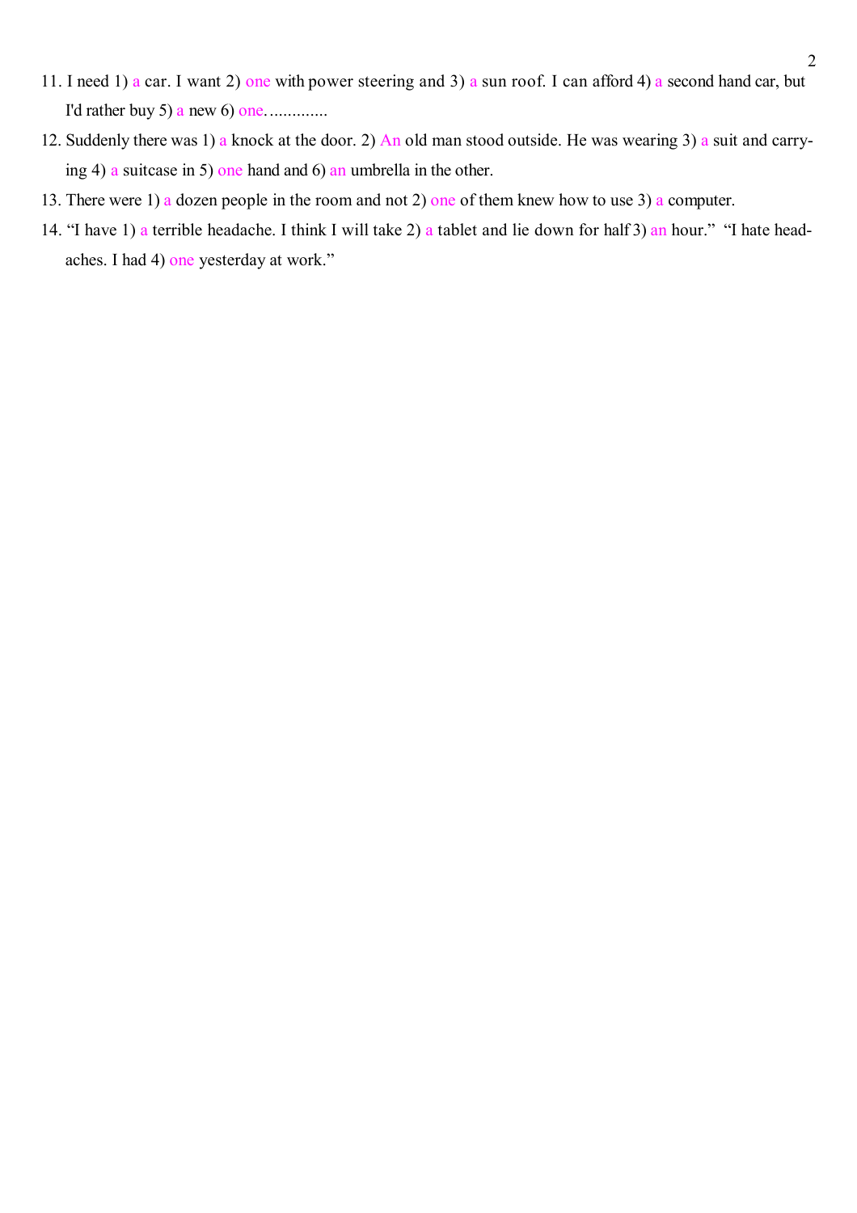11. I need 1) a car. I want 2) one with power steering and 3) a sun roof. I can afford 4) a second hand car, but I'd rather buy 5) a new 6) one…...........
12. Suddenly there was 1) a knock at the door. 2) An old man stood outside. He was wearing 3) a suit and carrying 4) a suitcase in 5) one hand and 6) an umbrella in the other.
13. There were 1) a dozen people in the room and not 2) one of them knew how to use 3) a computer.
14. “I have 1) a terrible headache. I think I will take 2) a tablet and lie down for half 3) an hour.” “I hate headaches. I had 4) one yesterday at work.”